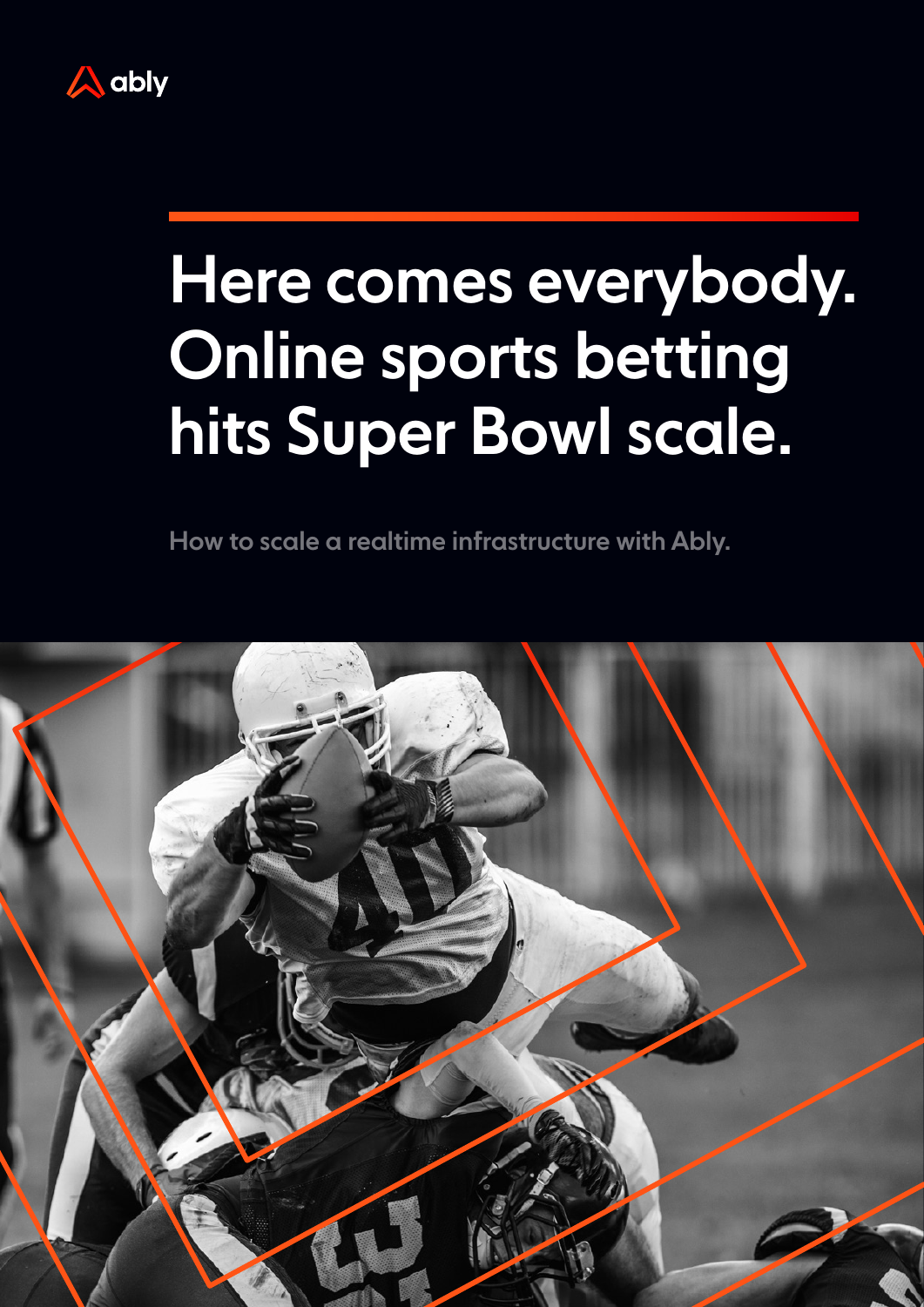ably

# Here comes everybody. Online sports betting hits Super Bowl scale.

How to scale a realtime infrastructure with Ably.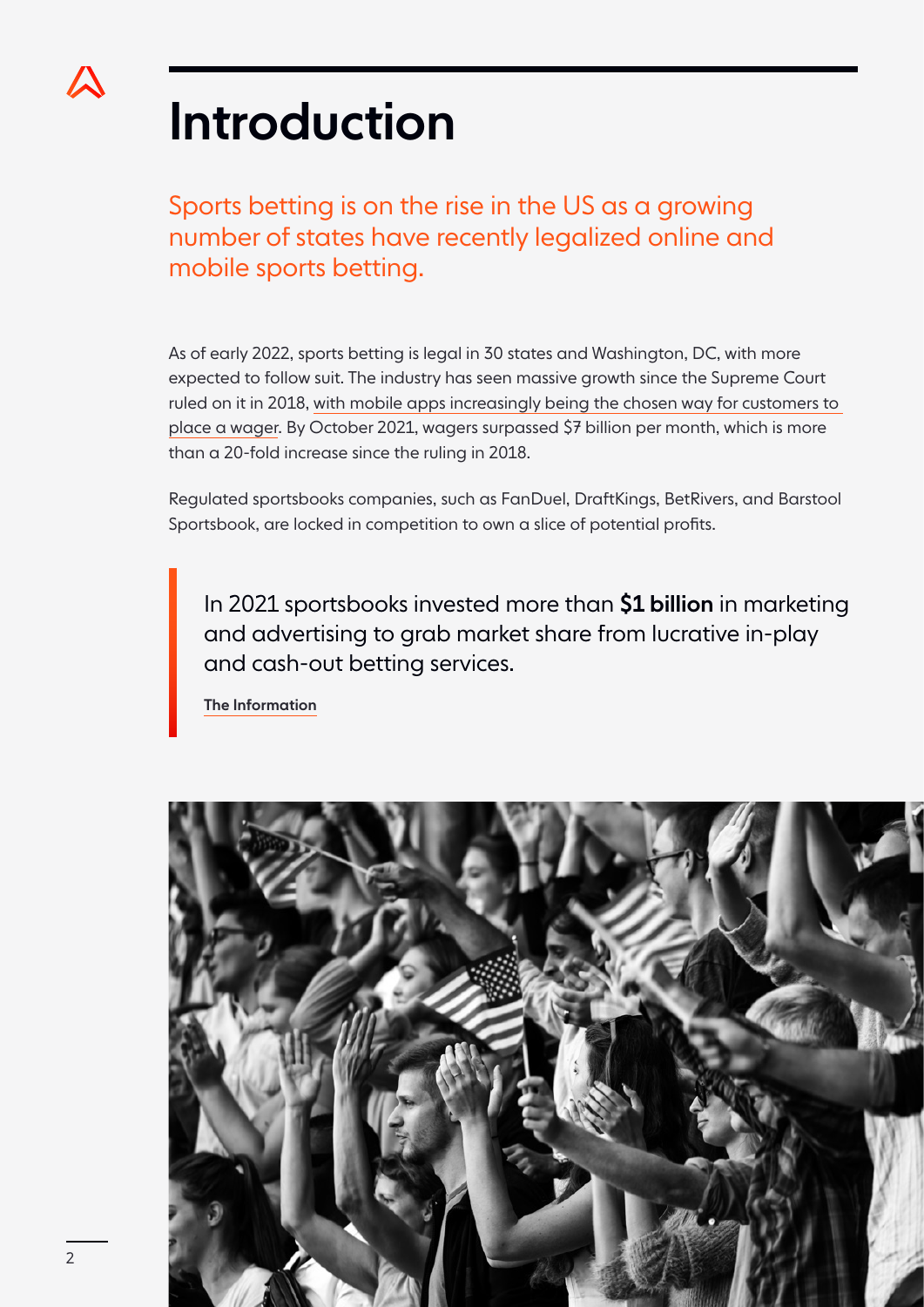# Introduction

Sports betting is on the rise in the US as a growing number of states have recently legalized online and mobile sports betting.

As of early 2022, sports betting is legal in 30 states and Washington, DC, with more expected to follow suit. The industry has seen massive growth since the Supreme Court ruled on it in 2018, with mobile apps increasingly being the chosen way for customers to place a wager. By October 2021, wagers surpassed $7 billion per month, which is more than a 20-fold increase since the ruling in 2018.

Regulated sportsbooks companies, such as FanDuel, DraftKings, BetRivers, and Barstool Sportsbook, are locked in competition to own a slice of potential profits.

> In 2021 sportsbooks invested more than **$1 billion** in marketing and advertising to grab market share from lucrative in-play and cash-out betting services.
>
> **The Information**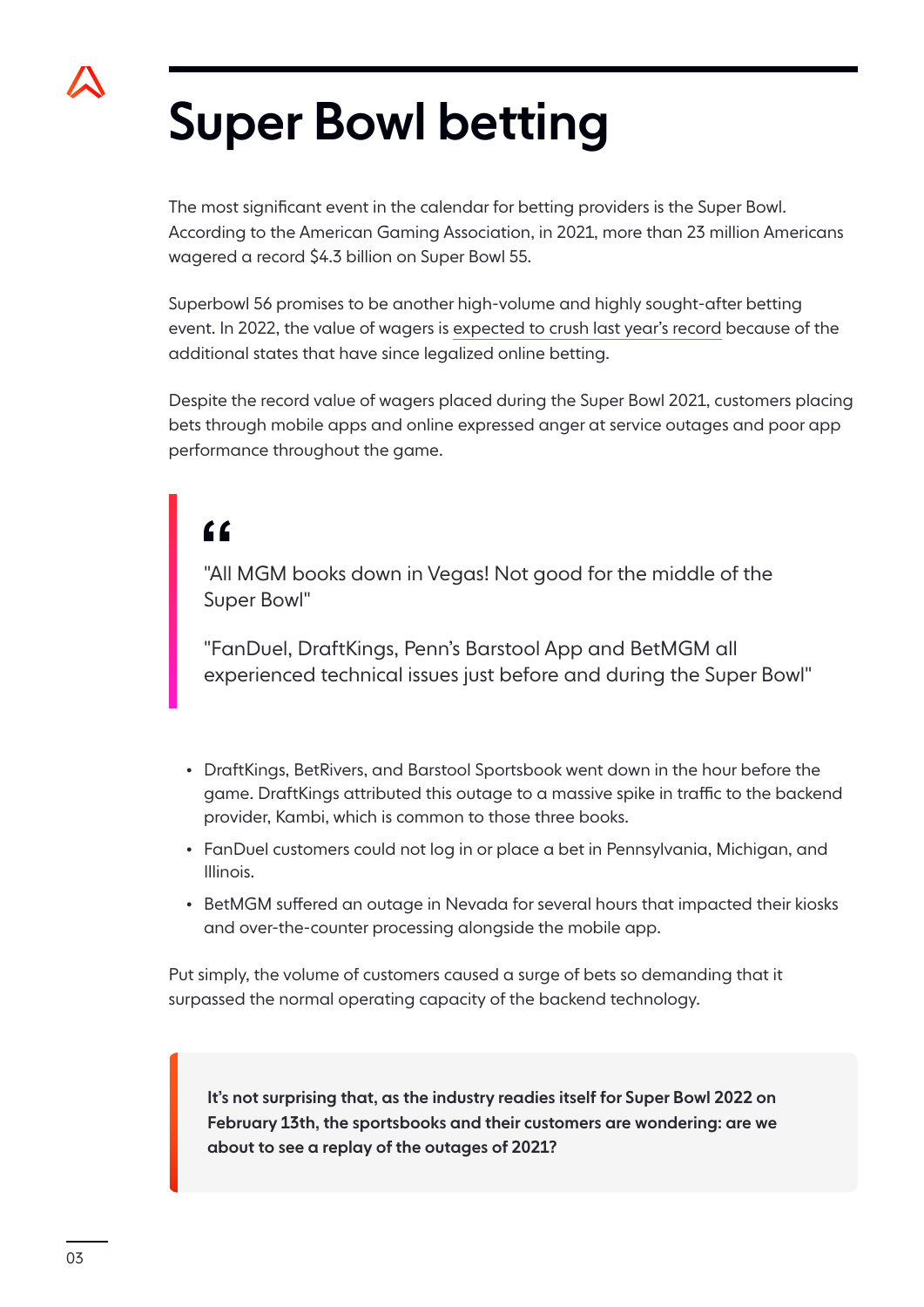# Super Bowl betting

The most significant event in the calendar for betting providers is the Super Bowl. According to the American Gaming Association, in 2021, more than 23 million Americans wagered a record $4.3 billion on Super Bowl 55.

Superbowl 56 promises to be another high-volume and highly sought-after betting event. In 2022, the value of wagers is expected to crush last year's record because of the additional states that have since legalized online betting.

Despite the record value of wagers placed during the Super Bowl 2021, customers placing bets through mobile apps and online expressed anger at service outages and poor app performance throughout the game.

> "All MGM books down in Vegas! Not good for the middle of the Super Bowl"
>
> "FanDuel, DraftKings, Penn's Barstool App and BetMGM all experienced technical issues just before and during the Super Bowl"

- DraftKings, BetRivers, and Barstool Sportsbook went down in the hour before the game. DraftKings attributed this outage to a massive spike in traffic to the backend provider, Kambi, which is common to those three books.
- FanDuel customers could not log in or place a bet in Pennsylvania, Michigan, and Illinois.
- BetMGM suffered an outage in Nevada for several hours that impacted their kiosks and over-the-counter processing alongside the mobile app.

Put simply, the volume of customers caused a surge of bets so demanding that it surpassed the normal operating capacity of the backend technology.

**It's not surprising that, as the industry readies itself for Super Bowl 2022 on February 13th, the sportsbooks and their customers are wondering: are we about to see a replay of the outages of 2021?**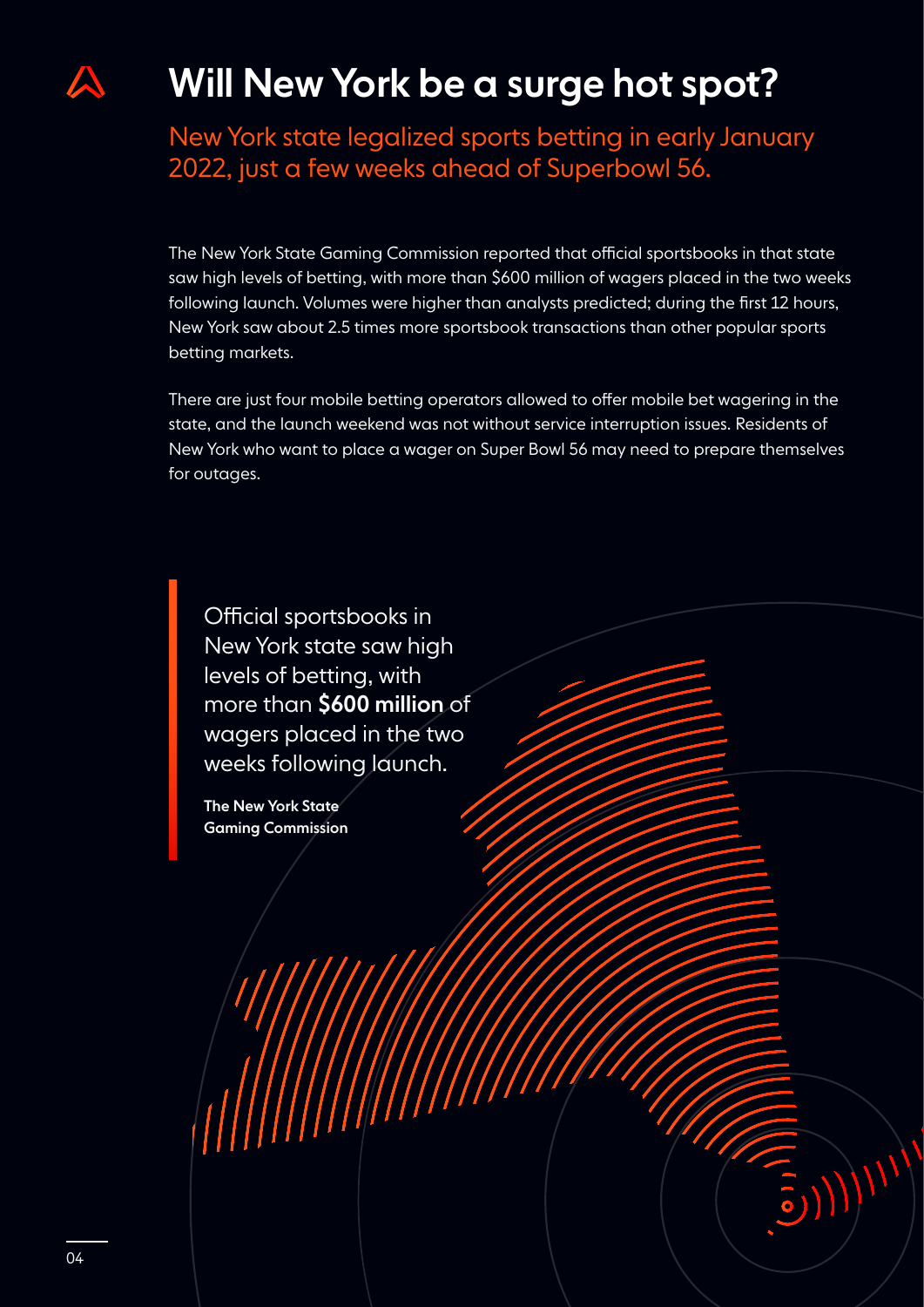# Will New York be a surge hot spot?

New York state legalized sports betting in early January 2022, just a few weeks ahead of Superbowl 56.

The New York State Gaming Commission reported that official sportsbooks in that state saw high levels of betting, with more than $600 million of wagers placed in the two weeks following launch. Volumes were higher than analysts predicted; during the first 12 hours, New York saw about 2.5 times more sportsbook transactions than other popular sports betting markets.

There are just four mobile betting operators allowed to offer mobile bet wagering in the state, and the launch weekend was not without service interruption issues. Residents of New York who want to place a wager on Super Bowl 56 may need to prepare themselves for outages.

> Official sportsbooks in New York state saw high levels of betting, with more than **$600 million** of wagers placed in the two weeks following launch.
>
> **The New York State Gaming Commission**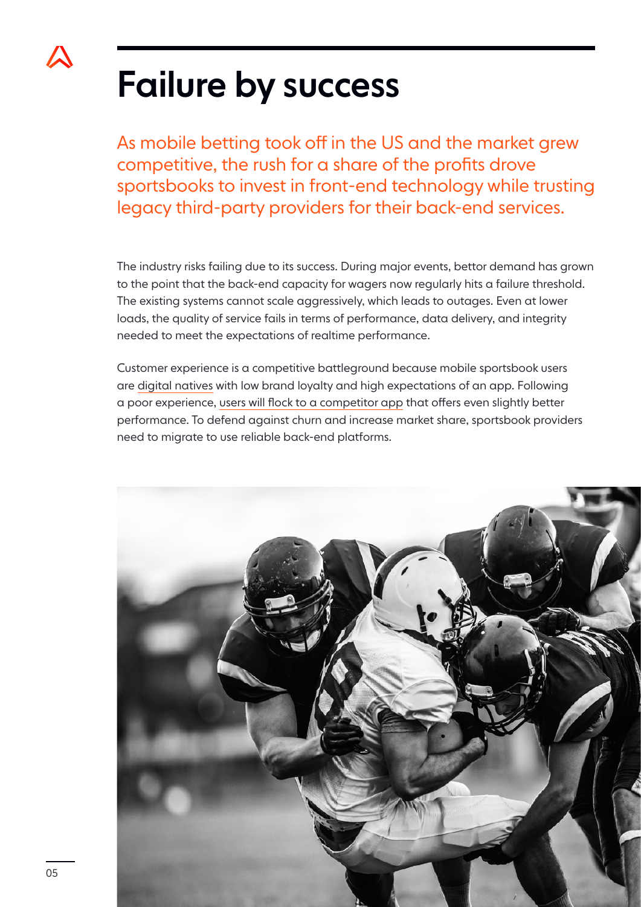# Failure by success

As mobile betting took off in the US and the market grew competitive, the rush for a share of the profits drove sportsbooks to invest in front-end technology while trusting legacy third-party providers for their back-end services.

The industry risks failing due to its success. During major events, bettor demand has grown to the point that the back-end capacity for wagers now regularly hits a failure threshold. The existing systems cannot scale aggressively, which leads to outages. Even at lower loads, the quality of service fails in terms of performance, data delivery, and integrity needed to meet the expectations of realtime performance.

Customer experience is a competitive battleground because mobile sportsbook users are digital natives with low brand loyalty and high expectations of an app. Following a poor experience, users will flock to a competitor app that offers even slightly better performance. To defend against churn and increase market share, sportsbook providers need to migrate to use reliable back-end platforms.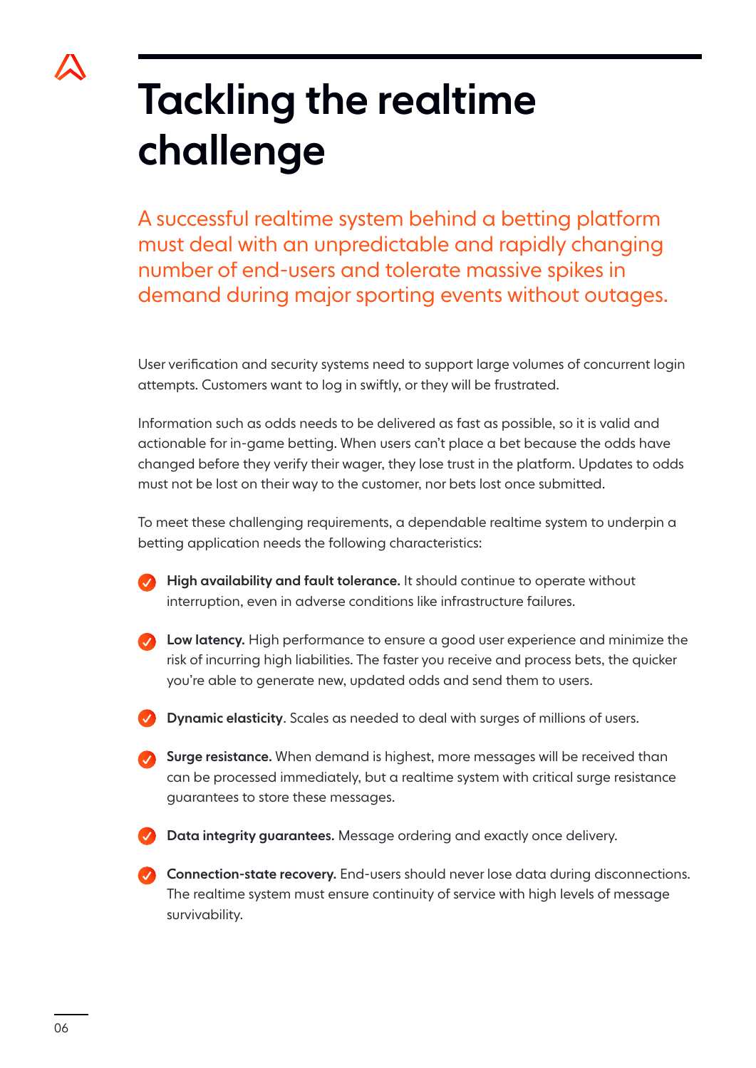# Tackling the realtime challenge

A successful realtime system behind a betting platform must deal with an unpredictable and rapidly changing number of end-users and tolerate massive spikes in demand during major sporting events without outages.

User verification and security systems need to support large volumes of concurrent login attempts. Customers want to log in swiftly, or they will be frustrated.

Information such as odds needs to be delivered as fast as possible, so it is valid and actionable for in-game betting. When users can't place a bet because the odds have changed before they verify their wager, they lose trust in the platform. Updates to odds must not be lost on their way to the customer, nor bets lost once submitted.

To meet these challenging requirements, a dependable realtime system to underpin a betting application needs the following characteristics:

- **High availability and fault tolerance.** It should continue to operate without interruption, even in adverse conditions like infrastructure failures.
- **Low latency.** High performance to ensure a good user experience and minimize the risk of incurring high liabilities. The faster you receive and process bets, the quicker you're able to generate new, updated odds and send them to users.
- **Dynamic elasticity**. Scales as needed to deal with surges of millions of users.
- **Surge resistance.** When demand is highest, more messages will be received than can be processed immediately, but a realtime system with critical surge resistance guarantees to store these messages.
- **Data integrity guarantees.** Message ordering and exactly once delivery.
- **Connection-state recovery.** End-users should never lose data during disconnections. The realtime system must ensure continuity of service with high levels of message survivability.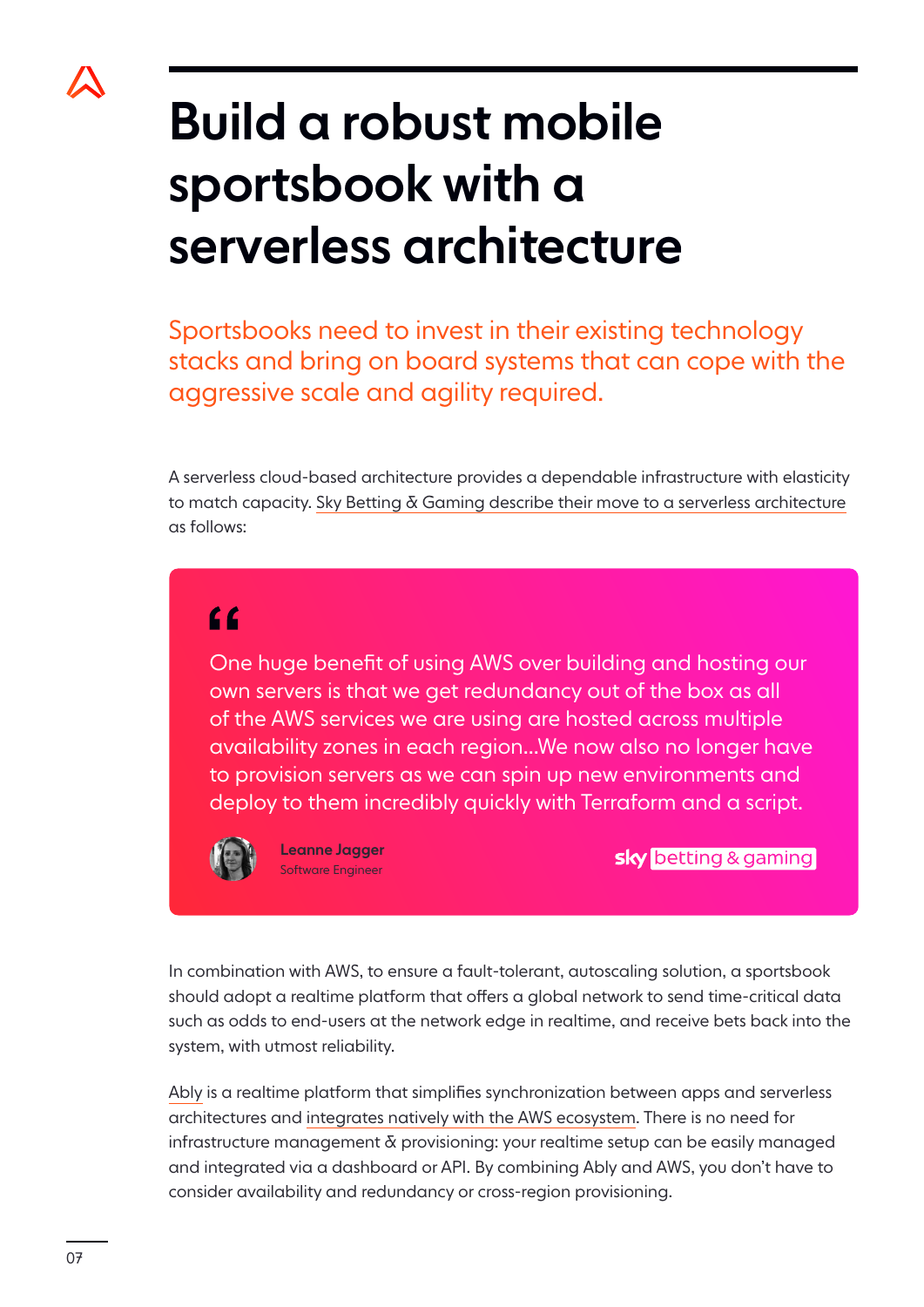# Build a robust mobile sportsbook with a serverless architecture

Sportsbooks need to invest in their existing technology stacks and bring on board systems that can cope with the aggressive scale and agility required.

A serverless cloud-based architecture provides a dependable infrastructure with elasticity to match capacity. Sky Betting & Gaming describe their move to a serverless architecture as follows:

> One huge benefit of using AWS over building and hosting our own servers is that we get redundancy out of the box as all of the AWS services we are using are hosted across multiple availability zones in each region...We now also no longer have to provision servers as we can spin up new environments and deploy to them incredibly quickly with Terraform and a script.
>
> **Leanne Jagger**
> Software Engineer
>
> sky betting & gaming

In combination with AWS, to ensure a fault-tolerant, autoscaling solution, a sportsbook should adopt a realtime platform that offers a global network to send time-critical data such as odds to end-users at the network edge in realtime, and receive bets back into the system, with utmost reliability.

Ably is a realtime platform that simplifies synchronization between apps and serverless architectures and integrates natively with the AWS ecosystem. There is no need for infrastructure management & provisioning: your realtime setup can be easily managed and integrated via a dashboard or API. By combining Ably and AWS, you don't have to consider availability and redundancy or cross-region provisioning.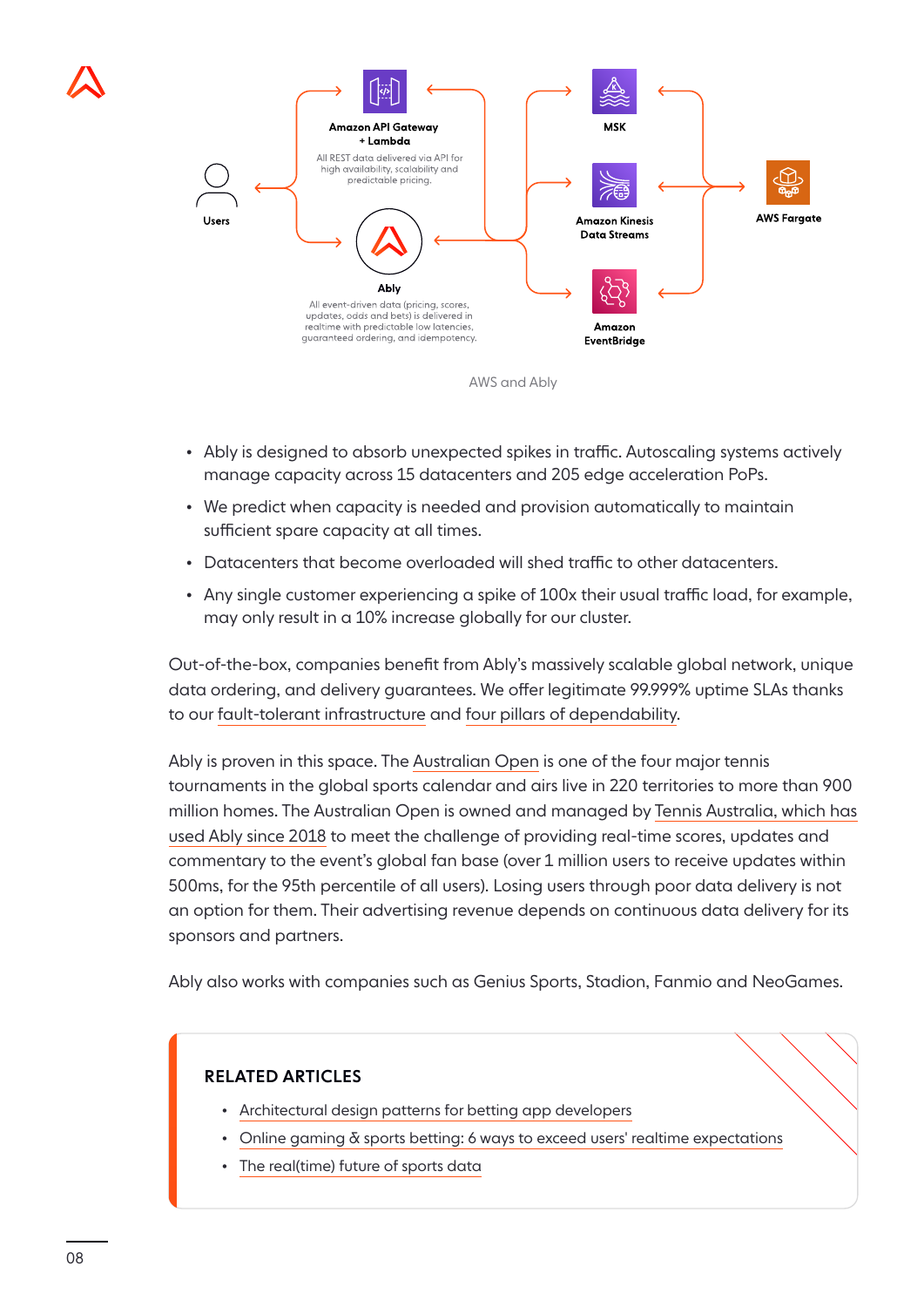Amazon API Gateway + Lambda

All REST data delivered via API for high availability, scalability and predictable pricing.

Users

Ably

All event-driven data (pricing, scores, updates, odds and bets) is delivered in realtime with predictable low latencies, guaranteed ordering, and idempotency.

MSK

Amazon Kinesis Data Streams

Amazon EventBridge

AWS Fargate

AWS and Ably

- Ably is designed to absorb unexpected spikes in traffic. Autoscaling systems actively manage capacity across 15 datacenters and 205 edge acceleration PoPs.
- We predict when capacity is needed and provision automatically to maintain sufficient spare capacity at all times.
- Datacenters that become overloaded will shed traffic to other datacenters.
- Any single customer experiencing a spike of 100x their usual traffic load, for example, may only result in a 10% increase globally for our cluster.

Out-of-the-box, companies benefit from Ably's massively scalable global network, unique data ordering, and delivery guarantees. We offer legitimate 99.999% uptime SLAs thanks to our fault-tolerant infrastructure and four pillars of dependability.

Ably is proven in this space. The Australian Open is one of the four major tennis tournaments in the global sports calendar and airs live in 220 territories to more than 900 million homes. The Australian Open is owned and managed by Tennis Australia, which has used Ably since 2018 to meet the challenge of providing real-time scores, updates and commentary to the event's global fan base (over 1 million users to receive updates within 500ms, for the 95th percentile of all users). Losing users through poor data delivery is not an option for them. Their advertising revenue depends on continuous data delivery for its sponsors and partners.

Ably also works with companies such as Genius Sports, Stadion, Fanmio and NeoGames.

## RELATED ARTICLES

- Architectural design patterns for betting app developers
- Online gaming & sports betting: 6 ways to exceed users' realtime expectations
- The real(time) future of sports data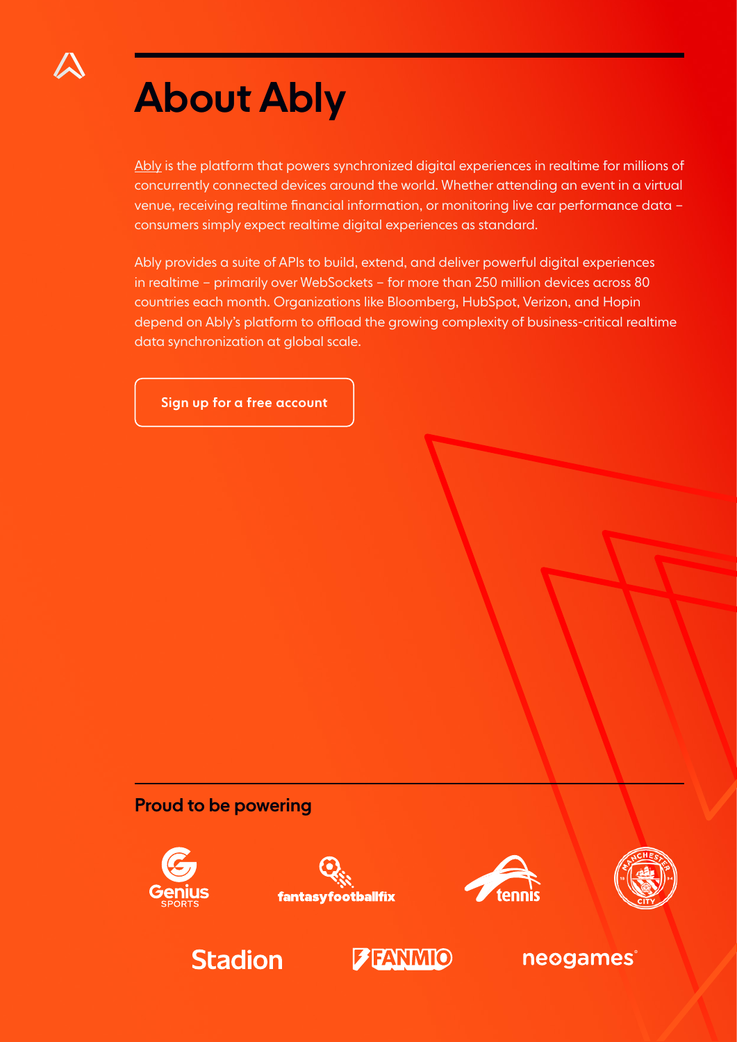# About Ably

Ably is the platform that powers synchronized digital experiences in realtime for millions of concurrently connected devices around the world. Whether attending an event in a virtual venue, receiving realtime financial information, or monitoring live car performance data – consumers simply expect realtime digital experiences as standard.

Ably provides a suite of APIs to build, extend, and deliver powerful digital experiences in realtime – primarily over WebSockets – for more than 250 million devices across 80 countries each month. Organizations like Bloomberg, HubSpot, Verizon, and Hopin depend on Ably's platform to offload the growing complexity of business-critical realtime data synchronization at global scale.

Sign up for a free account

## Proud to be powering

Genius Sports

fantasyfootballfix

tennis

Manchester City

Stadion

FANMIO

neogames